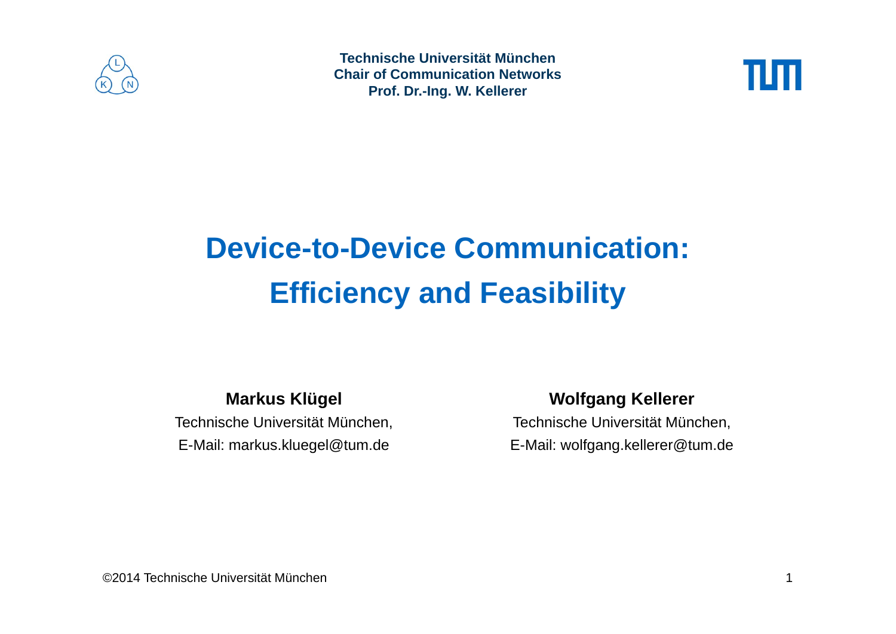**Technische Universität München**
**Chair of Communication Networks**
**Prof. Dr.-Ing. W. Kellerer**

# Device-to-Device Communication: Efficiency and Feasibility

**Markus Klügel**
Technische Universität München,
E-Mail: markus.kluegel@tum.de

**Wolfgang Kellerer**
Technische Universität München,
E-Mail: wolfgang.kellerer@tum.de

©2014 Technische Universität München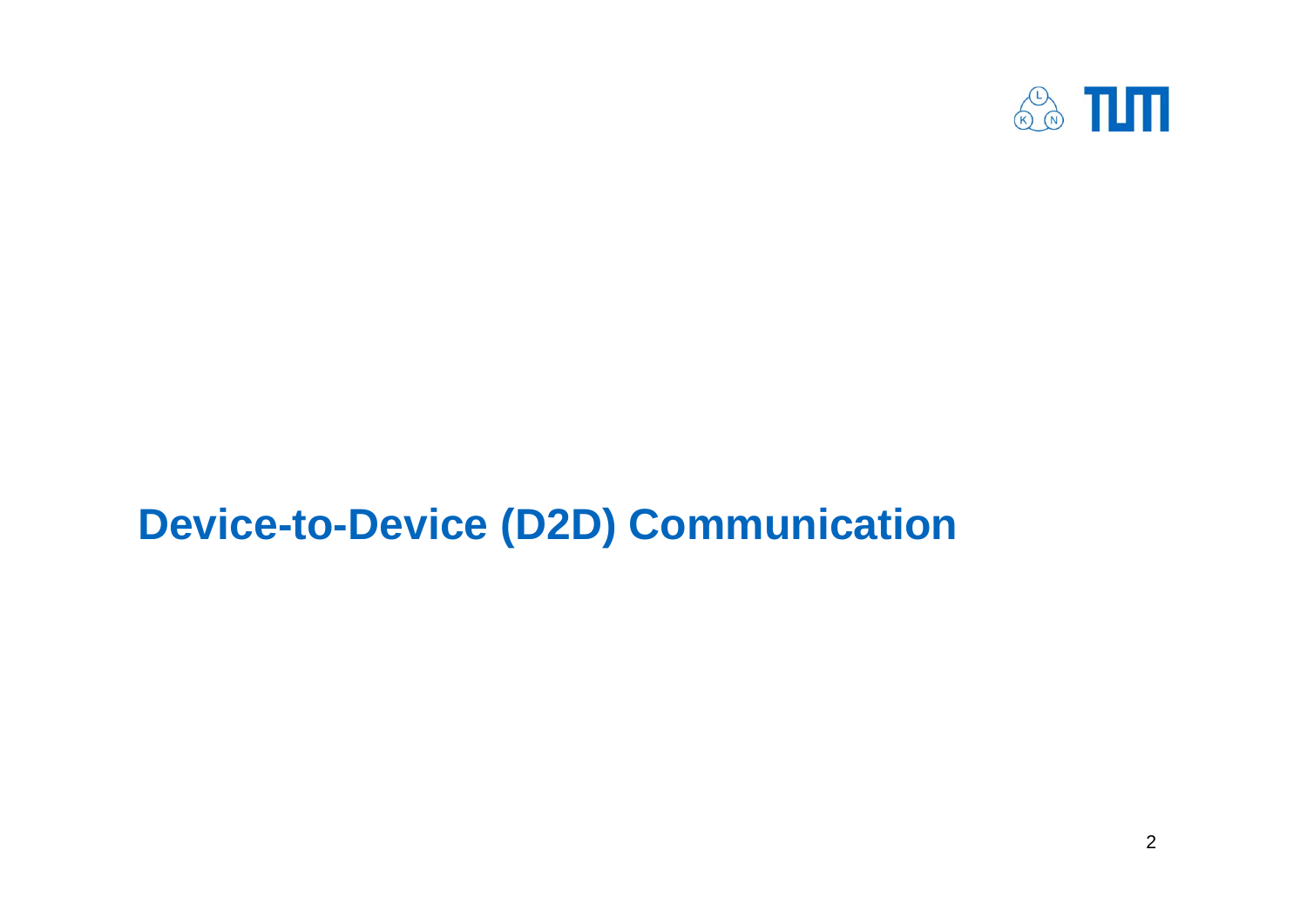# Device-to-Device (D2D) Communication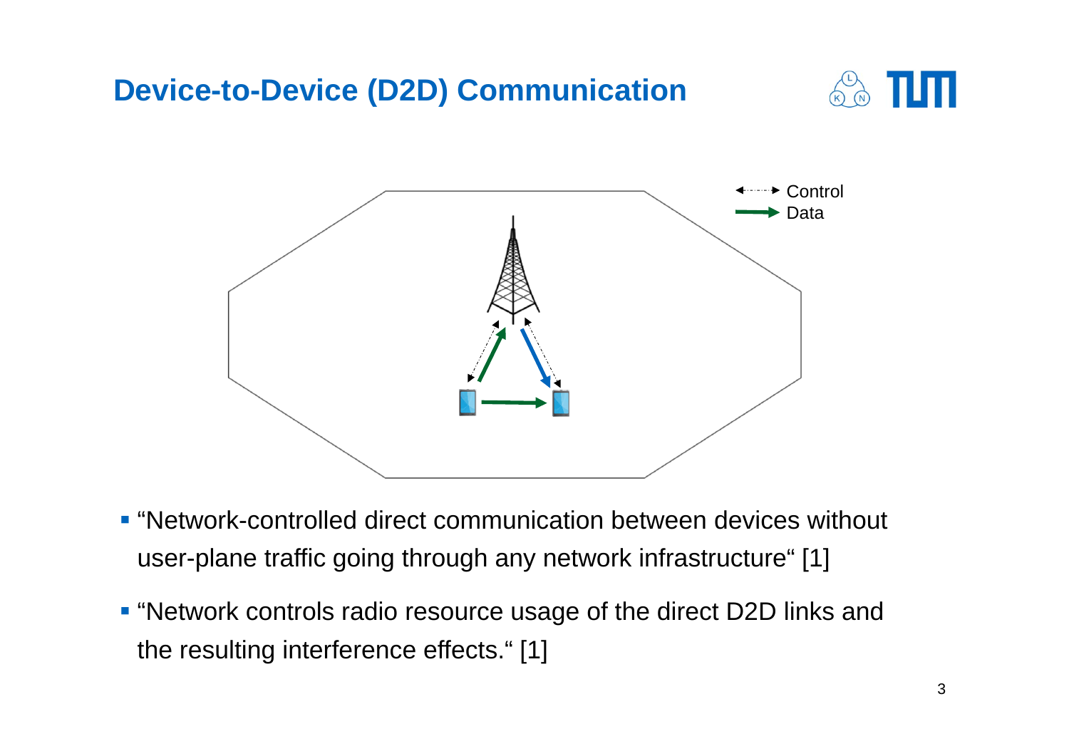# Device-to-Device (D2D) Communication

Control

Data

- “Network-controlled direct communication between devices without user-plane traffic going through any network infrastructure“ [1]
- “Network controls radio resource usage of the direct D2D links and the resulting interference effects.“ [1]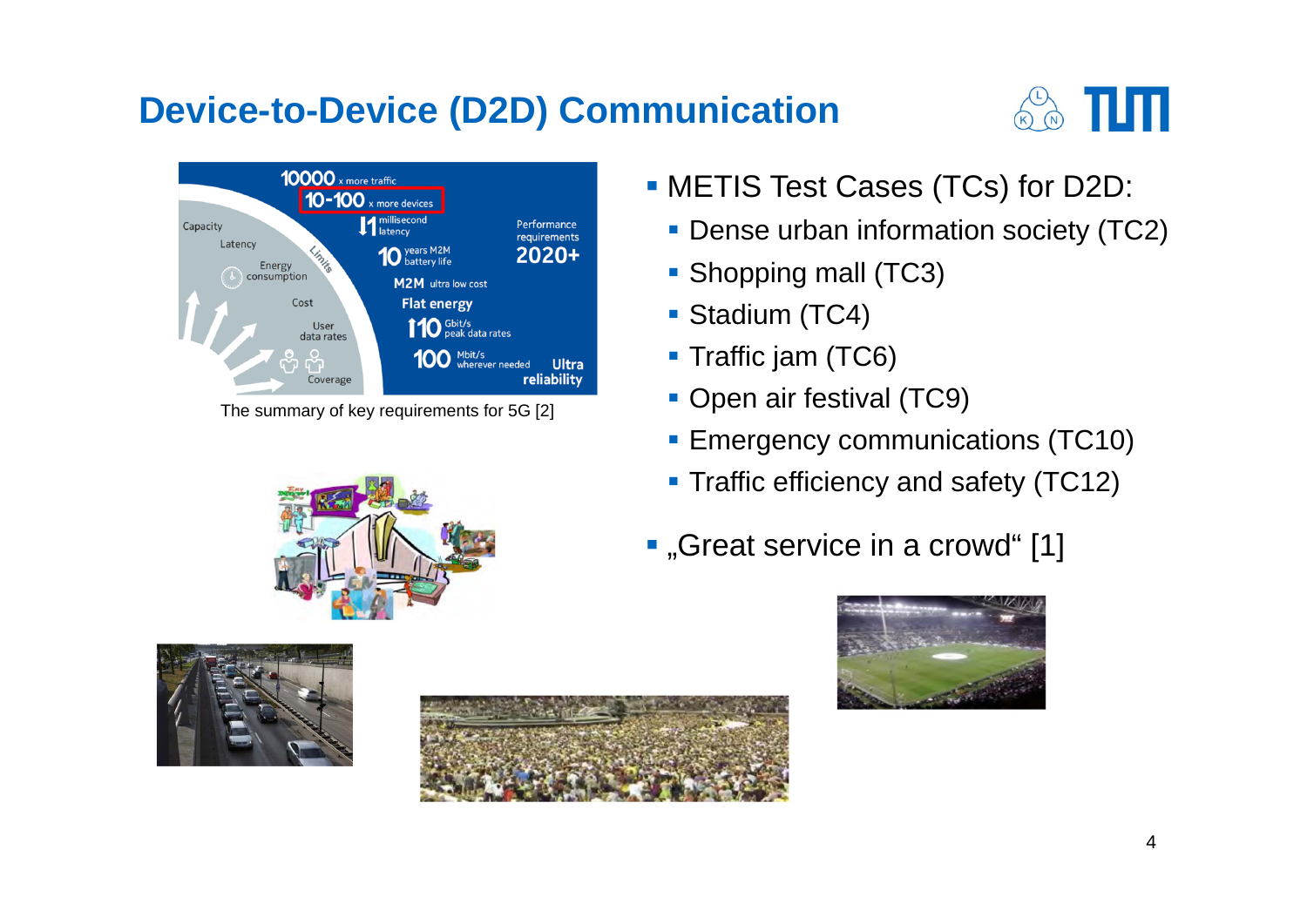# Device-to-Device (D2D) Communication

The summary of key requirements for 5G [2]

- METIS Test Cases (TCs) for D2D:
  - Dense urban information society (TC2)
  - Shopping mall (TC3)
  - Stadium (TC4)
  - Traffic jam (TC6)
  - Open air festival (TC9)
  - Emergency communications (TC10)
  - Traffic efficiency and safety (TC12)
- „Great service in a crowd“ [1]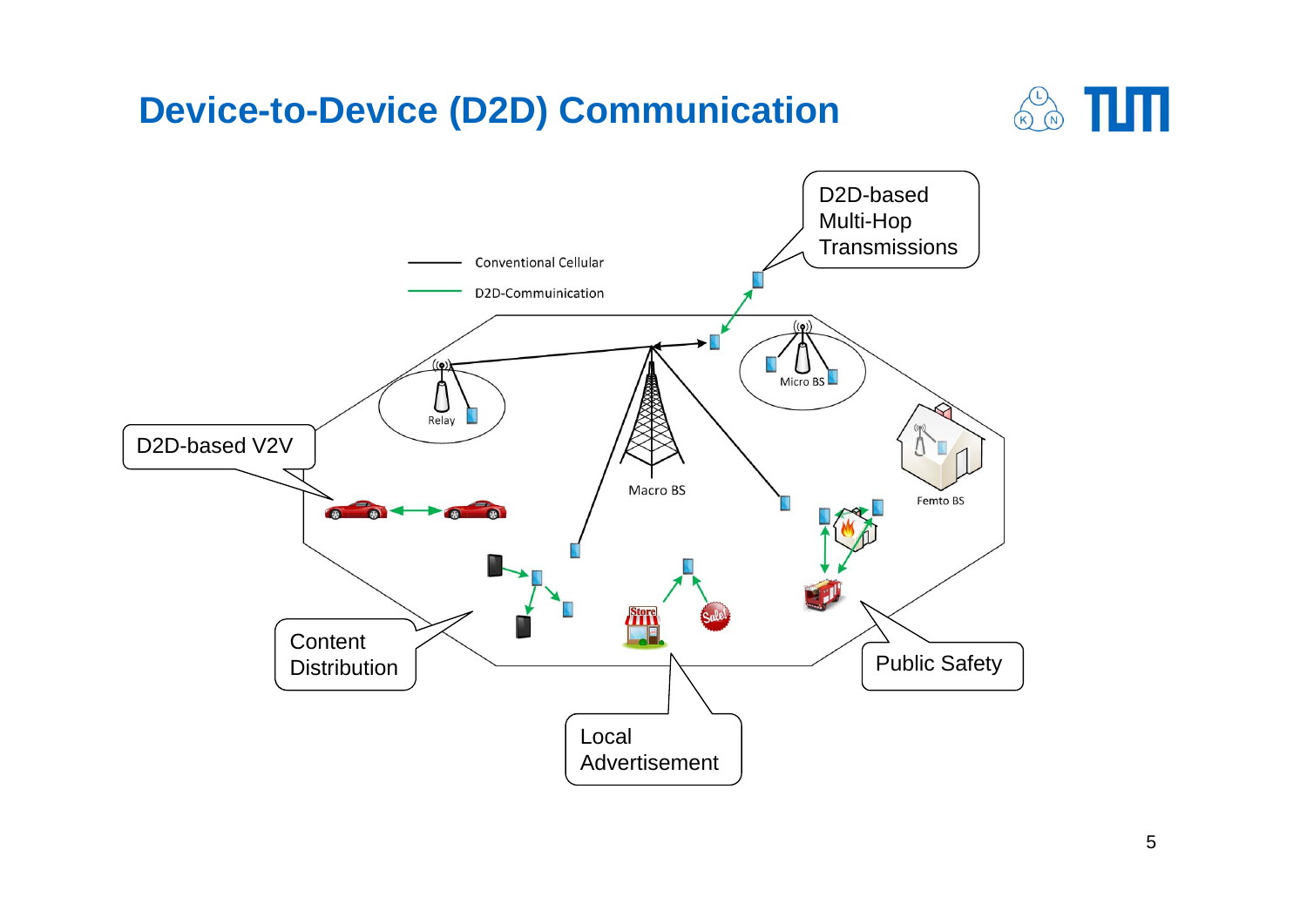# Device-to-Device (D2D) Communication

Conventional Cellular

D2D-Commuinication

D2D-based Multi-Hop Transmissions

Relay

Micro BS

Macro BS

Femto BS

D2D-based V2V

Content Distribution

Local Advertisement

Public Safety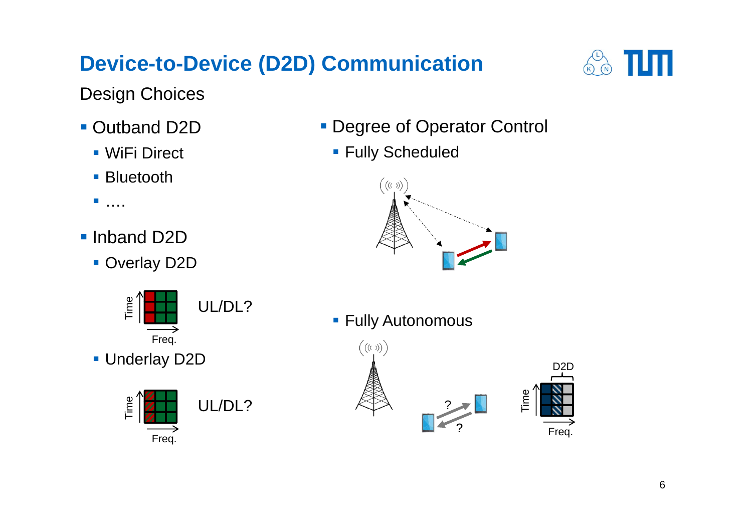# Device-to-Device (D2D) Communication

## Design Choices

- Outband D2D
  - WiFi Direct
  - Bluetooth
  - ….
- Inband D2D
  - Overlay D2D

    UL/DL?

  - Underlay D2D

    UL/DL?

- Degree of Operator Control
  - Fully Scheduled
  - Fully Autonomous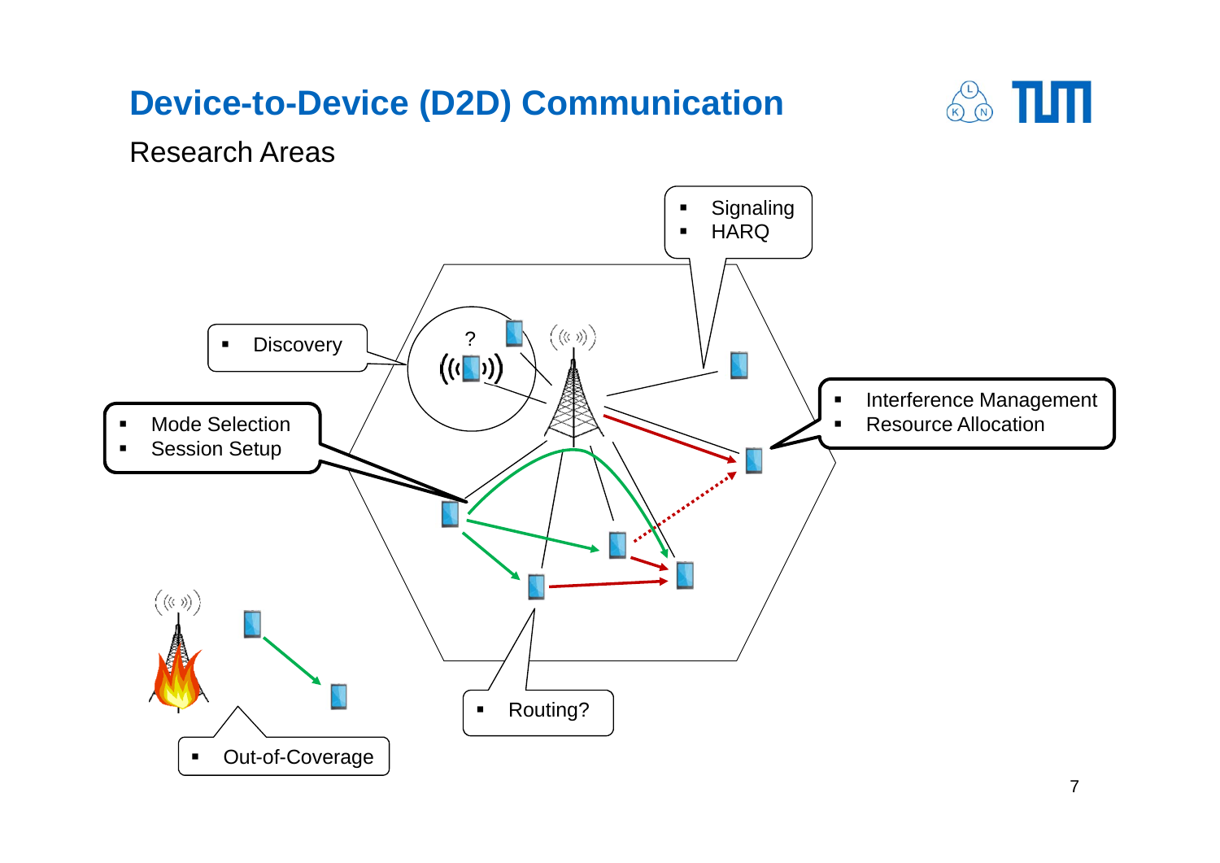# Device-to-Device (D2D) Communication

Research Areas

- Signaling
- HARQ

- Discovery

- Mode Selection
- Session Setup

- Interference Management
- Resource Allocation

- Routing?

- Out-of-Coverage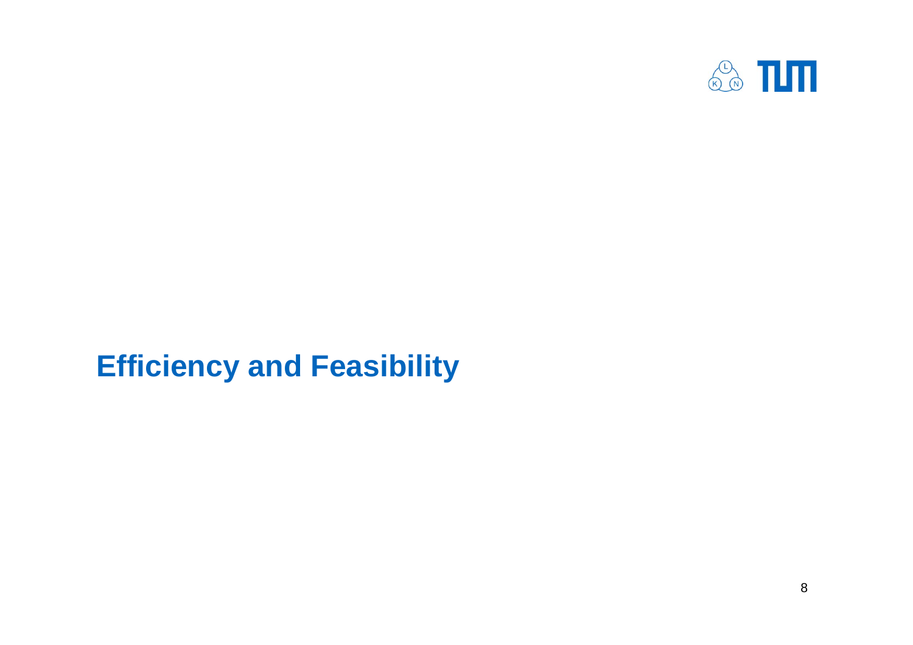# Efficiency and Feasibility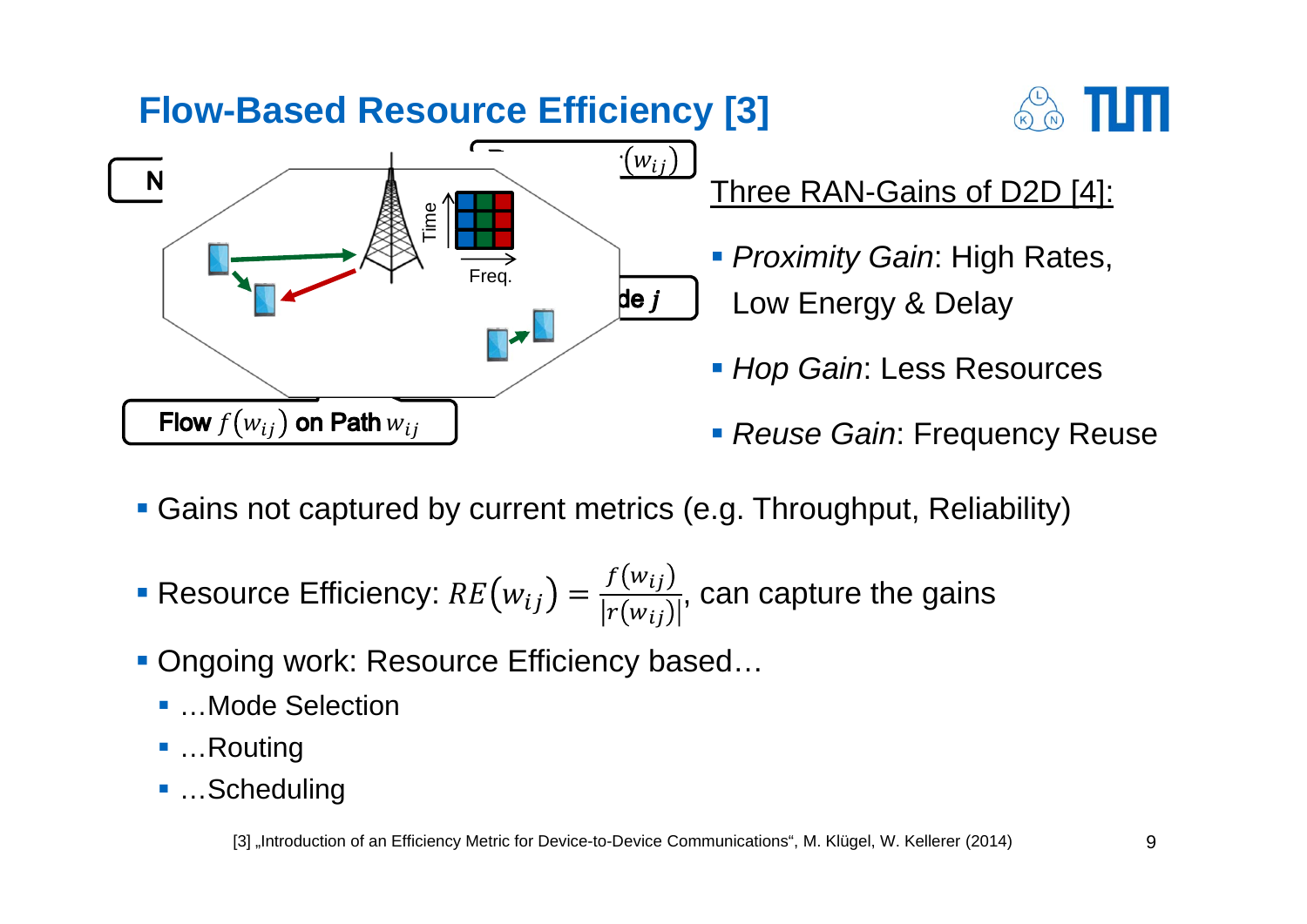# Flow-Based Resource Efficiency [3]

Three RAN-Gains of D2D [4]:

- *Proximity Gain*: High Rates, Low Energy & Delay
- *Hop Gain*: Less Resources
- *Reuse Gain*: Frequency Reuse

- Gains not captured by current metrics (e.g. Throughput, Reliability)
- Resource Efficiency: $RE(w_{ij}) = \frac{f(w_{ij})}{|r(w_{ij})|}$, can capture the gains
- Ongoing work: Resource Efficiency based…
  - …Mode Selection
  - …Routing
  - …Scheduling

[3] „Introduction of an Efficiency Metric for Device-to-Device Communications“, M. Klügel, W. Kellerer (2014)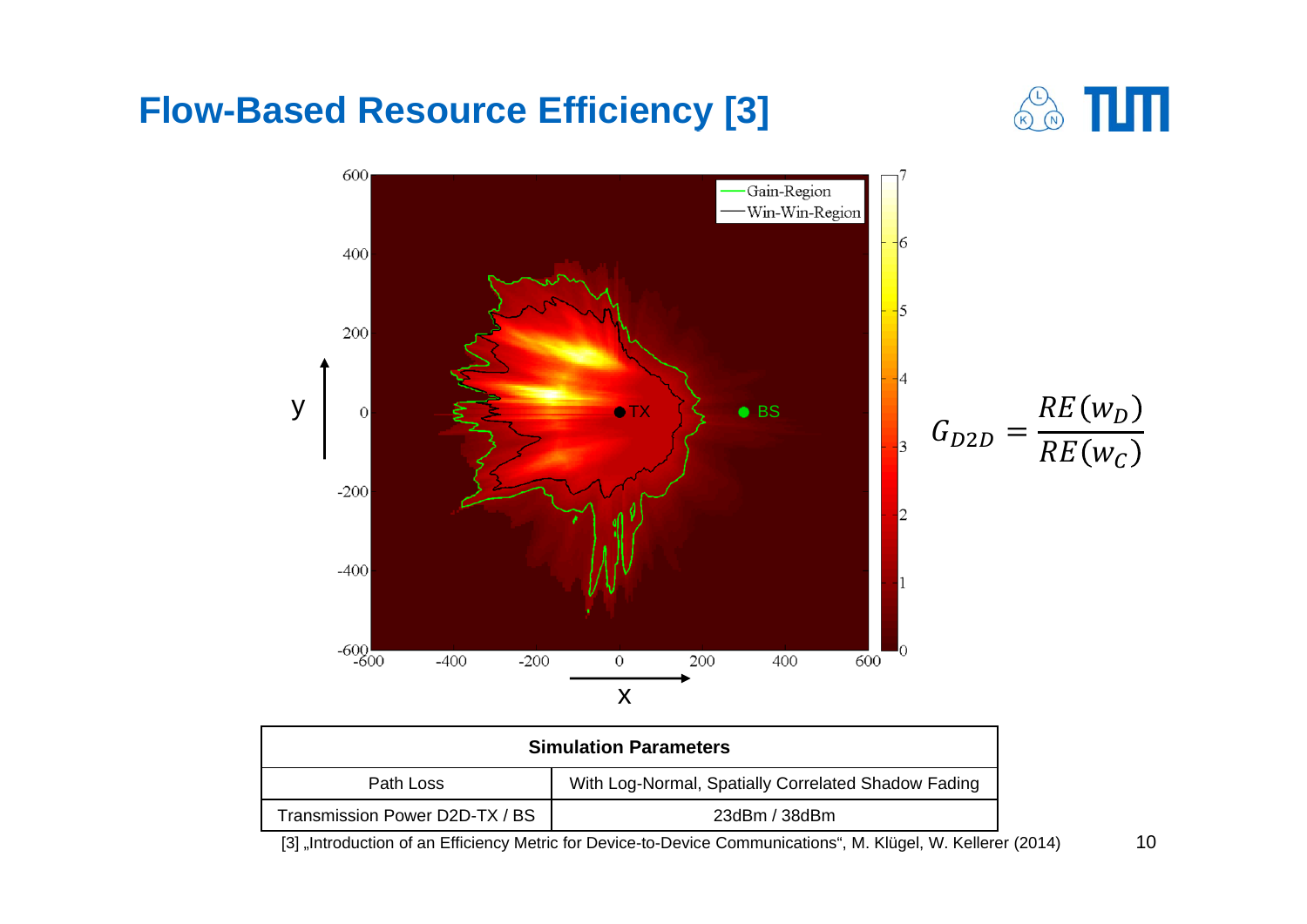# Flow-Based Resource Efficiency [3]

$$G_{D2D} = \frac{RE(w_D)}{RE(w_C)}$$

| Simulation Parameters | |
|---|---|
| Path Loss | With Log-Normal, Spatially Correlated Shadow Fading |
| Transmission Power D2D-TX / BS | 23dBm / 38dBm |

[3] „Introduction of an Efficiency Metric for Device-to-Device Communications", M. Klügel, W. Kellerer (2014)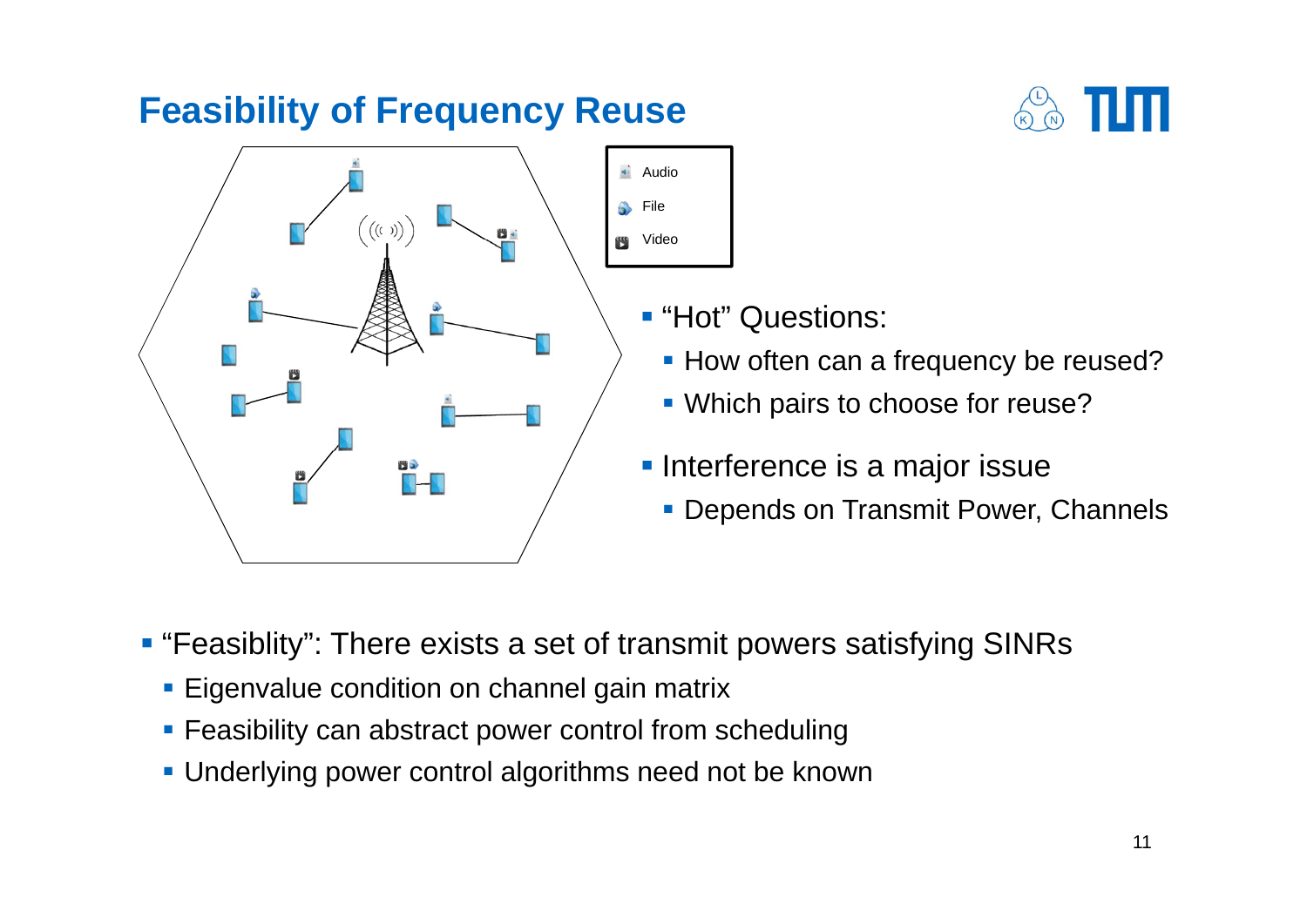# Feasibility of Frequency Reuse

Audio

File

Video

- "Hot" Questions:
  - How often can a frequency be reused?
  - Which pairs to choose for reuse?
- Interference is a major issue
  - Depends on Transmit Power, Channels

- "Feasiblity": There exists a set of transmit powers satisfying SINRs
  - Eigenvalue condition on channel gain matrix
  - Feasibility can abstract power control from scheduling
  - Underlying power control algorithms need not be known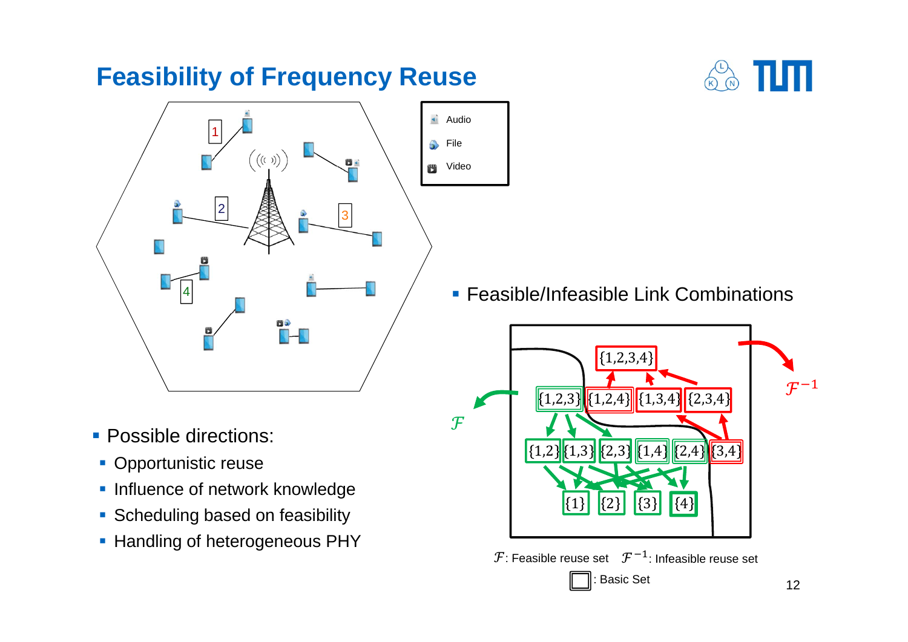# Feasibility of Frequency Reuse

- Possible directions:
  - Opportunistic reuse
  - Influence of network knowledge
  - Scheduling based on feasibility
  - Handling of heterogeneous PHY

- Feasible/Infeasible Link Combinations

$\mathcal{F}$: Feasible reuse set $\mathcal{F}^{-1}$: Infeasible reuse set

: Basic Set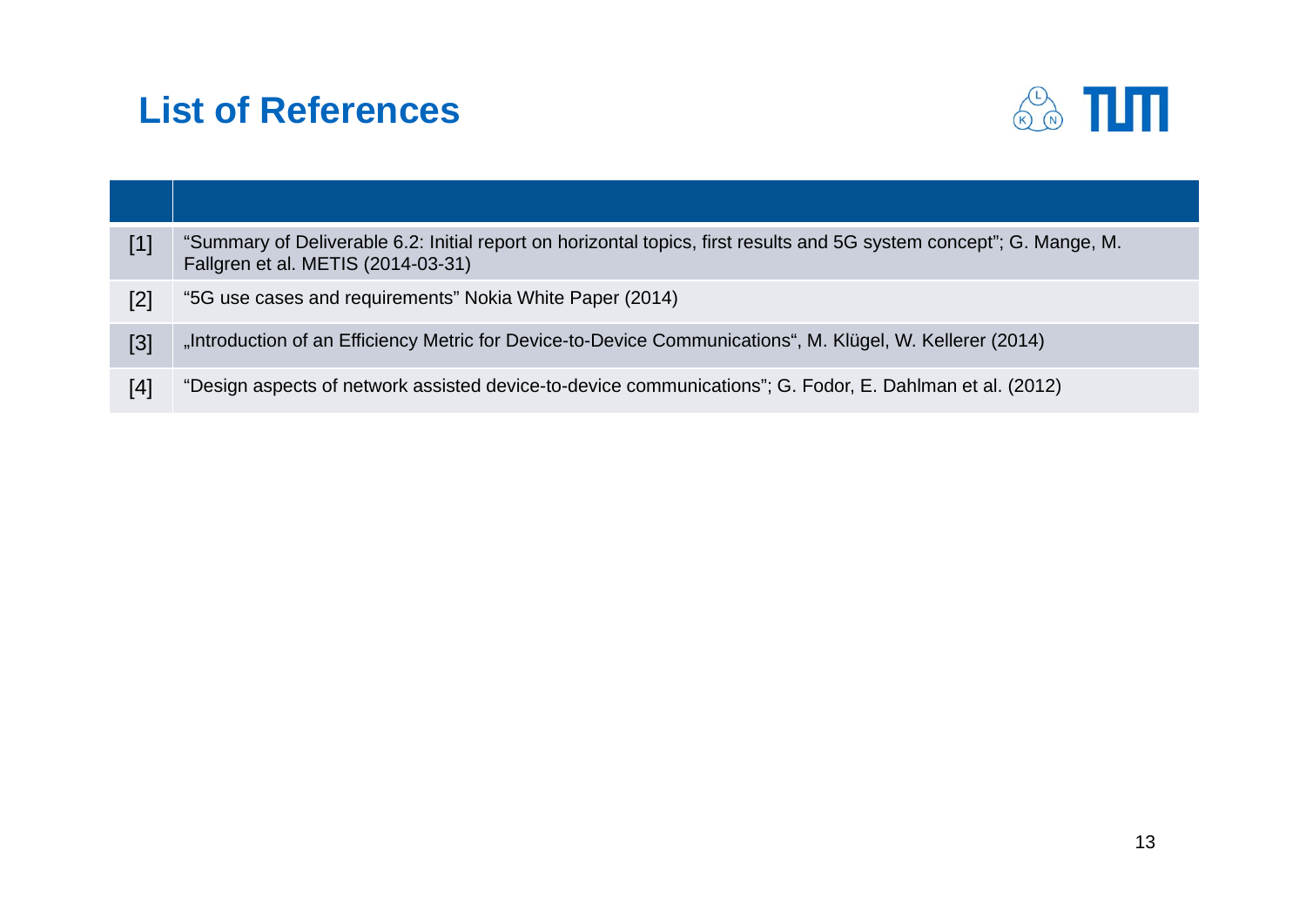## List of References

| | |
|---|---|
| [1] | "Summary of Deliverable 6.2: Initial report on horizontal topics, first results and 5G system concept"; G. Mange, M. Fallgren et al. METIS (2014-03-31) |
| [2] | "5G use cases and requirements" Nokia White Paper (2014) |
| [3] | „Introduction of an Efficiency Metric for Device-to-Device Communications", M. Klügel, W. Kellerer (2014) |
| [4] | "Design aspects of network assisted device-to-device communications"; G. Fodor, E. Dahlman et al. (2012) |